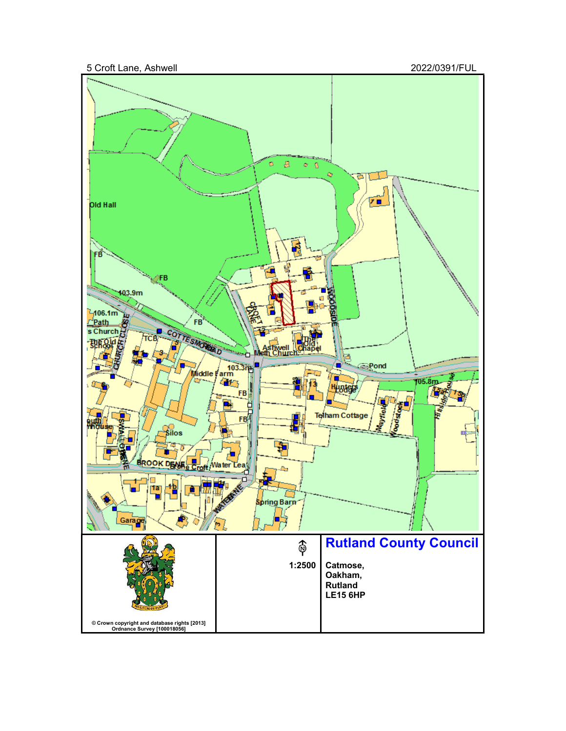5 Croft Lane, Ashwell

2022/0391/FUL

1:2500

**Rutland County Council**

**Catmose,**
**Oakham,**
**Rutland**
**LE15 6HP**

**© Crown copyright and database rights [2013] Ordnance Survey [100018056]**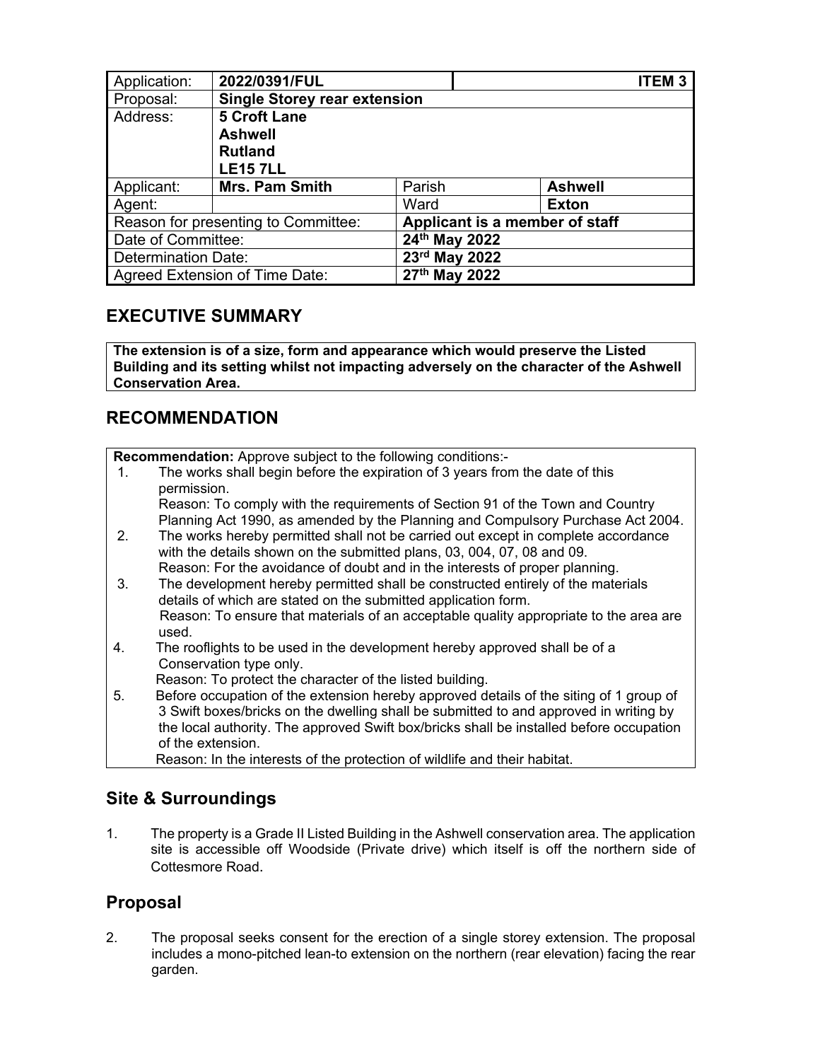| Application: | **2022/0391/FUL** | | **ITEM 3** |
|---|---|---|---|
| Proposal: | **Single Storey rear extension** | | |
| Address: | **5 Croft Lane**<br>**Ashwell**<br>**Rutland**<br>**LE15 7LL** | | |
| Applicant: | **Mrs. Pam Smith** | Parish | **Ashwell** |
| Agent: | | Ward | **Exton** |
| Reason for presenting to Committee: | | **Applicant is a member of staff** | |
| Date of Committee: | | **24th May 2022** | |
| Determination Date: | | **23rd May 2022** | |
| Agreed Extension of Time Date: | | **27th May 2022** | |

## EXECUTIVE SUMMARY

**The extension is of a size, form and appearance which would preserve the Listed Building and its setting whilst not impacting adversely on the character of the Ashwell Conservation Area.**

## RECOMMENDATION

**Recommendation:** Approve subject to the following conditions:-

1. The works shall begin before the expiration of 3 years from the date of this permission.
   Reason: To comply with the requirements of Section 91 of the Town and Country Planning Act 1990, as amended by the Planning and Compulsory Purchase Act 2004.
2. The works hereby permitted shall not be carried out except in complete accordance with the details shown on the submitted plans, 03, 004, 07, 08 and 09.
   Reason: For the avoidance of doubt and in the interests of proper planning.
3. The development hereby permitted shall be constructed entirely of the materials details of which are stated on the submitted application form.
   Reason: To ensure that materials of an acceptable quality appropriate to the area are used.
4. The rooflights to be used in the development hereby approved shall be of a Conservation type only.
   Reason: To protect the character of the listed building.
5. Before occupation of the extension hereby approved details of the siting of 1 group of 3 Swift boxes/bricks on the dwelling shall be submitted to and approved in writing by the local authority. The approved Swift box/bricks shall be installed before occupation of the extension.
   Reason: In the interests of the protection of wildlife and their habitat.

## Site & Surroundings

1. The property is a Grade II Listed Building in the Ashwell conservation area. The application site is accessible off Woodside (Private drive) which itself is off the northern side of Cottesmore Road.

## Proposal

2. The proposal seeks consent for the erection of a single storey extension. The proposal includes a mono-pitched lean-to extension on the northern (rear elevation) facing the rear garden.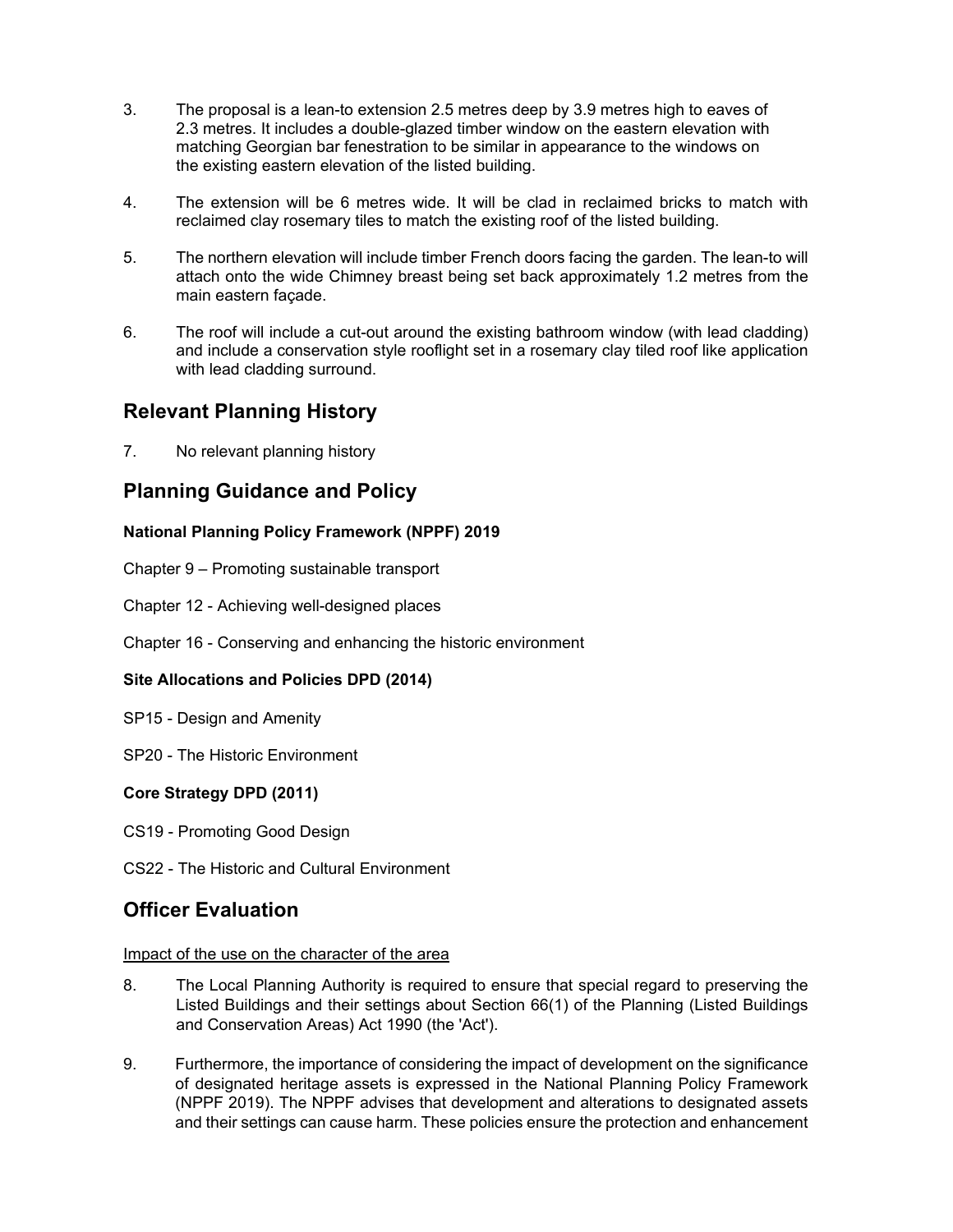3. The proposal is a lean-to extension 2.5 metres deep by 3.9 metres high to eaves of 2.3 metres. It includes a double-glazed timber window on the eastern elevation with matching Georgian bar fenestration to be similar in appearance to the windows on the existing eastern elevation of the listed building.

4. The extension will be 6 metres wide. It will be clad in reclaimed bricks to match with reclaimed clay rosemary tiles to match the existing roof of the listed building.

5. The northern elevation will include timber French doors facing the garden. The lean-to will attach onto the wide Chimney breast being set back approximately 1.2 metres from the main eastern façade.

6. The roof will include a cut-out around the existing bathroom window (with lead cladding) and include a conservation style rooflight set in a rosemary clay tiled roof like application with lead cladding surround.

## Relevant Planning History

7. No relevant planning history

## Planning Guidance and Policy

**National Planning Policy Framework (NPPF) 2019**

Chapter 9 – Promoting sustainable transport

Chapter 12 - Achieving well-designed places

Chapter 16 - Conserving and enhancing the historic environment

**Site Allocations and Policies DPD (2014)**

SP15 - Design and Amenity

SP20 - The Historic Environment

**Core Strategy DPD (2011)**

CS19 - Promoting Good Design

CS22 - The Historic and Cultural Environment

## Officer Evaluation

Impact of the use on the character of the area

8. The Local Planning Authority is required to ensure that special regard to preserving the Listed Buildings and their settings about Section 66(1) of the Planning (Listed Buildings and Conservation Areas) Act 1990 (the 'Act').

9. Furthermore, the importance of considering the impact of development on the significance of designated heritage assets is expressed in the National Planning Policy Framework (NPPF 2019). The NPPF advises that development and alterations to designated assets and their settings can cause harm. These policies ensure the protection and enhancement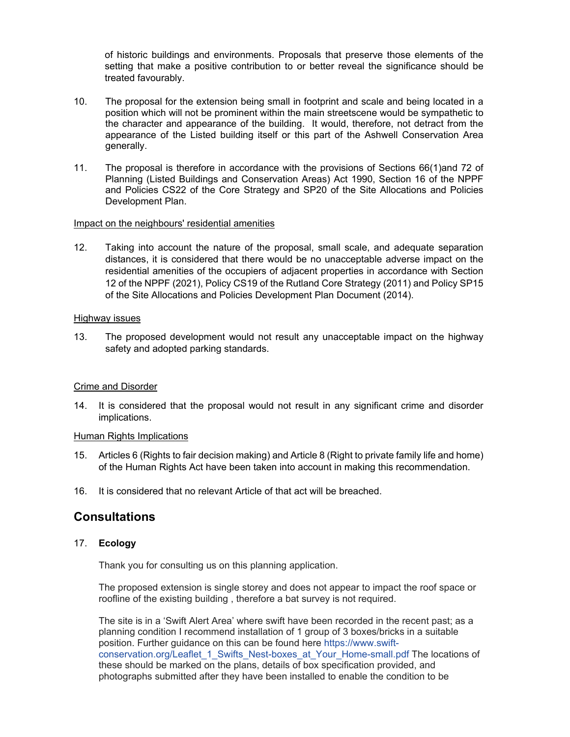of historic buildings and environments. Proposals that preserve those elements of the setting that make a positive contribution to or better reveal the significance should be treated favourably.

10. The proposal for the extension being small in footprint and scale and being located in a position which will not be prominent within the main streetscene would be sympathetic to the character and appearance of the building. It would, therefore, not detract from the appearance of the Listed building itself or this part of the Ashwell Conservation Area generally.

11. The proposal is therefore in accordance with the provisions of Sections 66(1)and 72 of Planning (Listed Buildings and Conservation Areas) Act 1990, Section 16 of the NPPF and Policies CS22 of the Core Strategy and SP20 of the Site Allocations and Policies Development Plan.

Impact on the neighbours' residential amenities

12. Taking into account the nature of the proposal, small scale, and adequate separation distances, it is considered that there would be no unacceptable adverse impact on the residential amenities of the occupiers of adjacent properties in accordance with Section 12 of the NPPF (2021), Policy CS19 of the Rutland Core Strategy (2011) and Policy SP15 of the Site Allocations and Policies Development Plan Document (2014).

Highway issues

13. The proposed development would not result any unacceptable impact on the highway safety and adopted parking standards.

Crime and Disorder

14. It is considered that the proposal would not result in any significant crime and disorder implications.

Human Rights Implications

15. Articles 6 (Rights to fair decision making) and Article 8 (Right to private family life and home) of the Human Rights Act have been taken into account in making this recommendation.

16. It is considered that no relevant Article of that act will be breached.

## Consultations

17. **Ecology**

Thank you for consulting us on this planning application.

The proposed extension is single storey and does not appear to impact the roof space or roofline of the existing building , therefore a bat survey is not required.

The site is in a 'Swift Alert Area' where swift have been recorded in the recent past; as a planning condition I recommend installation of 1 group of 3 boxes/bricks in a suitable position. Further guidance on this can be found here https://www.swift-conservation.org/Leaflet_1_Swifts_Nest-boxes_at_Your_Home-small.pdf The locations of these should be marked on the plans, details of box specification provided, and photographs submitted after they have been installed to enable the condition to be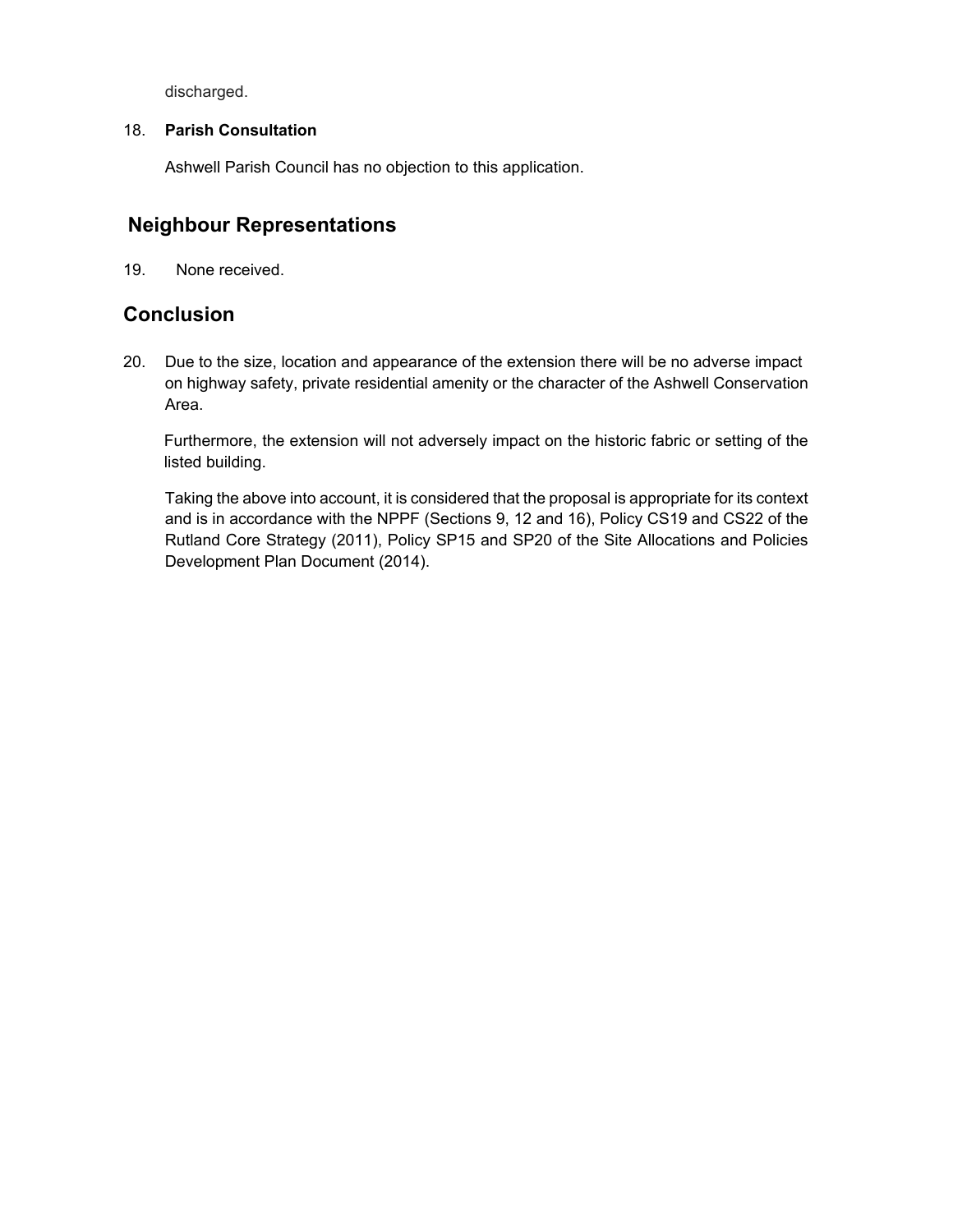discharged.

18. **Parish Consultation**

Ashwell Parish Council has no objection to this application.

## Neighbour Representations

19. None received.

## Conclusion

20. Due to the size, location and appearance of the extension there will be no adverse impact on highway safety, private residential amenity or the character of the Ashwell Conservation Area.

Furthermore, the extension will not adversely impact on the historic fabric or setting of the listed building.

Taking the above into account, it is considered that the proposal is appropriate for its context and is in accordance with the NPPF (Sections 9, 12 and 16), Policy CS19 and CS22 of the Rutland Core Strategy (2011), Policy SP15 and SP20 of the Site Allocations and Policies Development Plan Document (2014).